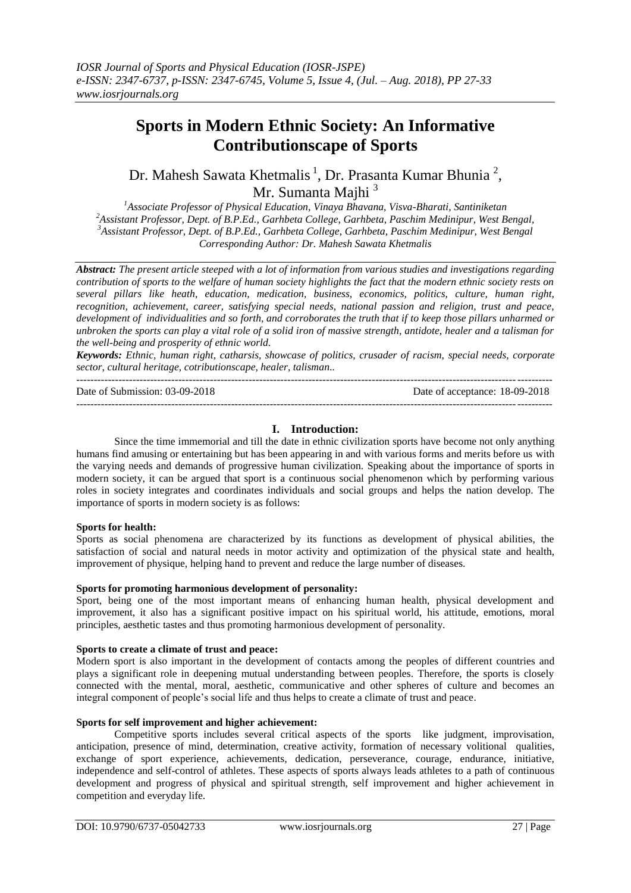# Sports in Modern Ethnic Society: An Informative Contributionscape of Sports

Dr. Mahesh Sawata Khetmalis [1], Dr. Prasanta Kumar Bhunia [2], Mr. Sumanta Majhi [3]

[1]Associate Professor of Physical Education, Vinaya Bhavana, Visva-Bharati, Santiniketan
[2]Assistant Professor, Dept. of B.P.Ed., Garhbeta College, Garhbeta, Paschim Medinipur, West Bengal,
[3]Assistant Professor, Dept. of B.P.Ed., Garhbeta College, Garhbeta, Paschim Medinipur, West Bengal
Corresponding Author: Dr. Mahesh Sawata Khetmalis

***Abstract:*** *The present article steeped with a lot of information from various studies and investigations regarding contribution of sports to the welfare of human society highlights the fact that the modern ethnic society rests on several pillars like heath, education, medication, business, economics, politics, culture, human right, recognition, achievement, career, satisfying special needs, national passion and religion, trust and peace, development of individualities and so forth, and corroborates the truth that if to keep those pillars unharmed or unbroken the sports can play a vital role of a solid iron of massive strength, antidote, healer and a talisman for the well-being and prosperity of ethnic world.*

***Keywords:*** *Ethnic, human right, catharsis, showcase of politics, crusader of racism, special needs, corporate sector, cultural heritage, cotributionscape, healer, talisman..*

---

Date of Submission: 03-09-2018 Date of acceptance: 18-09-2018

---

## I. Introduction:

Since the time immemorial and till the date in ethnic civilization sports have become not only anything humans find amusing or entertaining but has been appearing in and with various forms and merits before us with the varying needs and demands of progressive human civilization. Speaking about the importance of sports in modern society, it can be argued that sport is a continuous social phenomenon which by performing various roles in society integrates and coordinates individuals and social groups and helps the nation develop. The importance of sports in modern society is as follows:

**Sports for health:**

Sports as social phenomena are characterized by its functions as development of physical abilities, the satisfaction of social and natural needs in motor activity and optimization of the physical state and health, improvement of physique, helping hand to prevent and reduce the large number of diseases.

**Sports for promoting harmonious development of personality:**

Sport, being one of the most important means of enhancing human health, physical development and improvement, it also has a significant positive impact on his spiritual world, his attitude, emotions, moral principles, aesthetic tastes and thus promoting harmonious development of personality.

**Sports to create a climate of trust and peace:**

Modern sport is also important in the development of contacts among the peoples of different countries and plays a significant role in deepening mutual understanding between peoples. Therefore, the sports is closely connected with the mental, moral, aesthetic, communicative and other spheres of culture and becomes an integral component of people's social life and thus helps to create a climate of trust and peace.

**Sports for self improvement and higher achievement:**

Competitive sports includes several critical aspects of the sports like judgment, improvisation, anticipation, presence of mind, determination, creative activity, formation of necessary volitional qualities, exchange of sport experience, achievements, dedication, perseverance, courage, endurance, initiative, independence and self-control of athletes. These aspects of sports always leads athletes to a path of continuous development and progress of physical and spiritual strength, self improvement and higher achievement in competition and everyday life.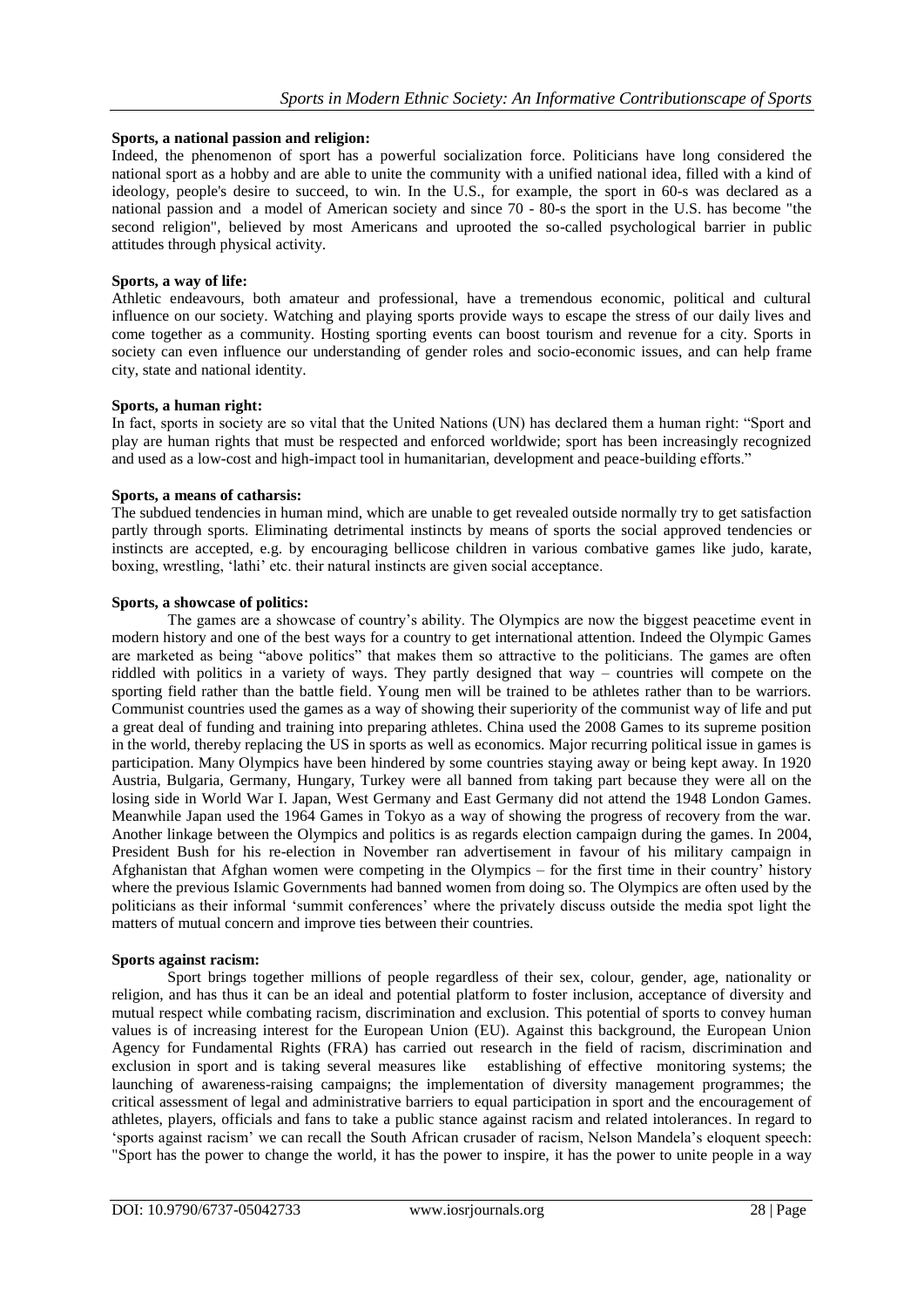**Sports, a national passion and religion:**

Indeed, the phenomenon of sport has a powerful socialization force. Politicians have long considered the national sport as a hobby and are able to unite the community with a unified national idea, filled with a kind of ideology, people's desire to succeed, to win. In the U.S., for example, the sport in 60-s was declared as a national passion and a model of American society and since 70 - 80-s the sport in the U.S. has become "the second religion", believed by most Americans and uprooted the so-called psychological barrier in public attitudes through physical activity.

**Sports, a way of life:**

Athletic endeavours, both amateur and professional, have a tremendous economic, political and cultural influence on our society. Watching and playing sports provide ways to escape the stress of our daily lives and come together as a community. Hosting sporting events can boost tourism and revenue for a city. Sports in society can even influence our understanding of gender roles and socio-economic issues, and can help frame city, state and national identity.

**Sports, a human right:**

In fact, sports in society are so vital that the United Nations (UN) has declared them a human right: "Sport and play are human rights that must be respected and enforced worldwide; sport has been increasingly recognized and used as a low-cost and high-impact tool in humanitarian, development and peace-building efforts."

**Sports, a means of catharsis:**

The subdued tendencies in human mind, which are unable to get revealed outside normally try to get satisfaction partly through sports. Eliminating detrimental instincts by means of sports the social approved tendencies or instincts are accepted, e.g. by encouraging bellicose children in various combative games like judo, karate, boxing, wrestling, 'lathi' etc. their natural instincts are given social acceptance.

**Sports, a showcase of politics:**

The games are a showcase of country's ability. The Olympics are now the biggest peacetime event in modern history and one of the best ways for a country to get international attention. Indeed the Olympic Games are marketed as being "above politics" that makes them so attractive to the politicians. The games are often riddled with politics in a variety of ways. They partly designed that way – countries will compete on the sporting field rather than the battle field. Young men will be trained to be athletes rather than to be warriors. Communist countries used the games as a way of showing their superiority of the communist way of life and put a great deal of funding and training into preparing athletes. China used the 2008 Games to its supreme position in the world, thereby replacing the US in sports as well as economics. Major recurring political issue in games is participation. Many Olympics have been hindered by some countries staying away or being kept away. In 1920 Austria, Bulgaria, Germany, Hungary, Turkey were all banned from taking part because they were all on the losing side in World War I. Japan, West Germany and East Germany did not attend the 1948 London Games. Meanwhile Japan used the 1964 Games in Tokyo as a way of showing the progress of recovery from the war. Another linkage between the Olympics and politics is as regards election campaign during the games. In 2004, President Bush for his re-election in November ran advertisement in favour of his military campaign in Afghanistan that Afghan women were competing in the Olympics – for the first time in their country' history where the previous Islamic Governments had banned women from doing so. The Olympics are often used by the politicians as their informal 'summit conferences' where the privately discuss outside the media spot light the matters of mutual concern and improve ties between their countries.

**Sports against racism:**

Sport brings together millions of people regardless of their sex, colour, gender, age, nationality or religion, and has thus it can be an ideal and potential platform to foster inclusion, acceptance of diversity and mutual respect while combating racism, discrimination and exclusion. This potential of sports to convey human values is of increasing interest for the European Union (EU). Against this background, the European Union Agency for Fundamental Rights (FRA) has carried out research in the field of racism, discrimination and exclusion in sport and is taking several measures like establishing of effective monitoring systems; the launching of awareness-raising campaigns; the implementation of diversity management programmes; the critical assessment of legal and administrative barriers to equal participation in sport and the encouragement of athletes, players, officials and fans to take a public stance against racism and related intolerances. In regard to 'sports against racism' we can recall the South African crusader of racism, Nelson Mandela's eloquent speech: "Sport has the power to change the world, it has the power to inspire, it has the power to unite people in a way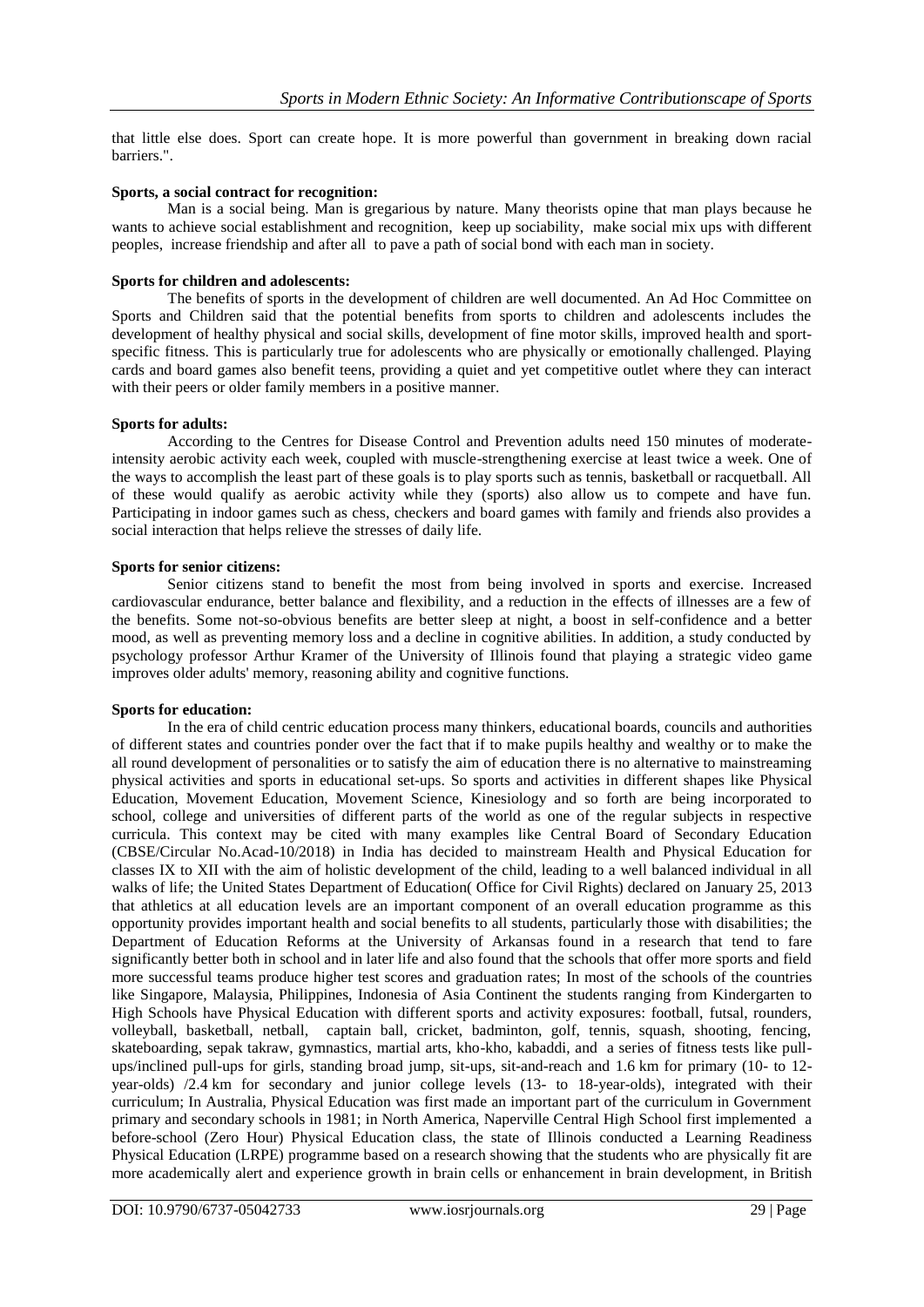that little else does. Sport can create hope. It is more powerful than government in breaking down racial barriers.".

**Sports, a social contract for recognition:**

Man is a social being. Man is gregarious by nature. Many theorists opine that man plays because he wants to achieve social establishment and recognition, keep up sociability, make social mix ups with different peoples, increase friendship and after all to pave a path of social bond with each man in society.

**Sports for children and adolescents:**

The benefits of sports in the development of children are well documented. An Ad Hoc Committee on Sports and Children said that the potential benefits from sports to children and adolescents includes the development of healthy physical and social skills, development of fine motor skills, improved health and sport-specific fitness. This is particularly true for adolescents who are physically or emotionally challenged. Playing cards and board games also benefit teens, providing a quiet and yet competitive outlet where they can interact with their peers or older family members in a positive manner.

**Sports for adults:**

According to the Centres for Disease Control and Prevention adults need 150 minutes of moderate-intensity aerobic activity each week, coupled with muscle-strengthening exercise at least twice a week. One of the ways to accomplish the least part of these goals is to play sports such as tennis, basketball or racquetball. All of these would qualify as aerobic activity while they (sports) also allow us to compete and have fun. Participating in indoor games such as chess, checkers and board games with family and friends also provides a social interaction that helps relieve the stresses of daily life.

**Sports for senior citizens:**

Senior citizens stand to benefit the most from being involved in sports and exercise. Increased cardiovascular endurance, better balance and flexibility, and a reduction in the effects of illnesses are a few of the benefits. Some not-so-obvious benefits are better sleep at night, a boost in self-confidence and a better mood, as well as preventing memory loss and a decline in cognitive abilities. In addition, a study conducted by psychology professor Arthur Kramer of the University of Illinois found that playing a strategic video game improves older adults' memory, reasoning ability and cognitive functions.

**Sports for education:**

In the era of child centric education process many thinkers, educational boards, councils and authorities of different states and countries ponder over the fact that if to make pupils healthy and wealthy or to make the all round development of personalities or to satisfy the aim of education there is no alternative to mainstreaming physical activities and sports in educational set-ups. So sports and activities in different shapes like Physical Education, Movement Education, Movement Science, Kinesiology and so forth are being incorporated to school, college and universities of different parts of the world as one of the regular subjects in respective curricula. This context may be cited with many examples like Central Board of Secondary Education (CBSE/Circular No.Acad-10/2018) in India has decided to mainstream Health and Physical Education for classes IX to XII with the aim of holistic development of the child, leading to a well balanced individual in all walks of life; the United States Department of Education( Office for Civil Rights) declared on January 25, 2013 that athletics at all education levels are an important component of an overall education programme as this opportunity provides important health and social benefits to all students, particularly those with disabilities; the Department of Education Reforms at the University of Arkansas found in a research that tend to fare significantly better both in school and in later life and also found that the schools that offer more sports and field more successful teams produce higher test scores and graduation rates; In most of the schools of the countries like Singapore, Malaysia, Philippines, Indonesia of Asia Continent the students ranging from Kindergarten to High Schools have Physical Education with different sports and activity exposures: football, futsal, rounders, volleyball, basketball, netball, captain ball, cricket, badminton, golf, tennis, squash, shooting, fencing, skateboarding, sepak takraw, gymnastics, martial arts, kho-kho, kabaddi, and a series of fitness tests like pull-ups/inclined pull-ups for girls, standing broad jump, sit-ups, sit-and-reach and 1.6 km for primary (10- to 12-year-olds) /2.4 km for secondary and junior college levels (13- to 18-year-olds), integrated with their curriculum; In Australia, Physical Education was first made an important part of the curriculum in Government primary and secondary schools in 1981; in North America, Naperville Central High School first implemented a before-school (Zero Hour) Physical Education class, the state of Illinois conducted a Learning Readiness Physical Education (LRPE) programme based on a research showing that the students who are physically fit are more academically alert and experience growth in brain cells or enhancement in brain development, in British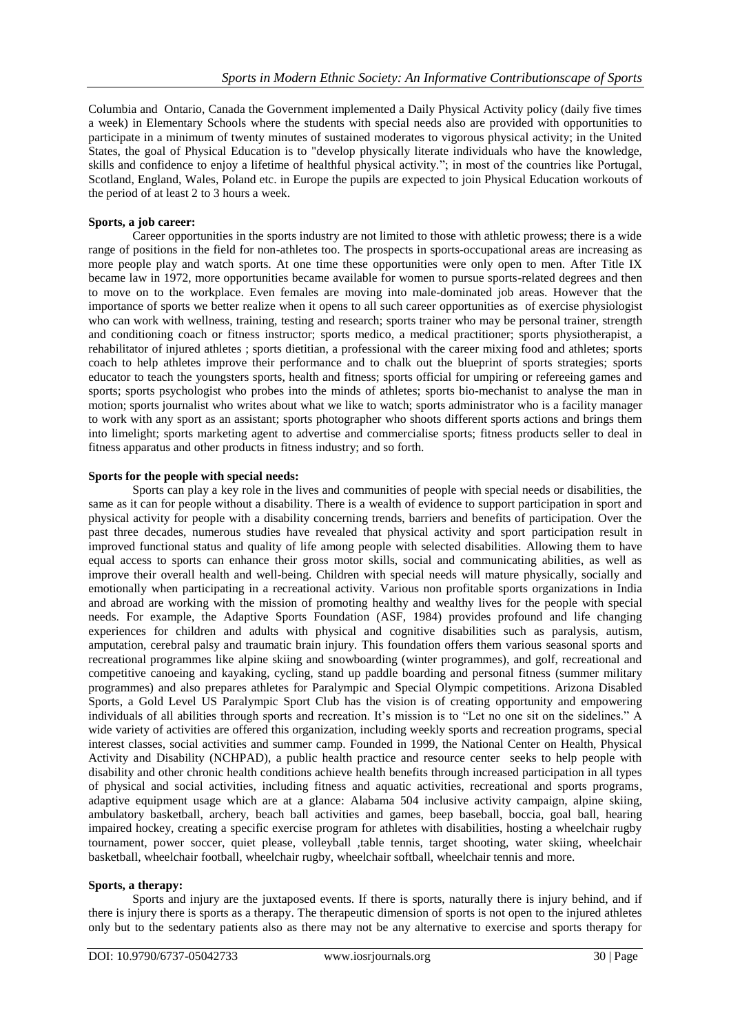Columbia and Ontario, Canada the Government implemented a Daily Physical Activity policy (daily five times a week) in Elementary Schools where the students with special needs also are provided with opportunities to participate in a minimum of twenty minutes of sustained moderates to vigorous physical activity; in the United States, the goal of Physical Education is to "develop physically literate individuals who have the knowledge, skills and confidence to enjoy a lifetime of healthful physical activity."; in most of the countries like Portugal, Scotland, England, Wales, Poland etc. in Europe the pupils are expected to join Physical Education workouts of the period of at least 2 to 3 hours a week.

**Sports, a job career:**

Career opportunities in the sports industry are not limited to those with athletic prowess; there is a wide range of positions in the field for non-athletes too. The prospects in sports-occupational areas are increasing as more people play and watch sports. At one time these opportunities were only open to men. After Title IX became law in 1972, more opportunities became available for women to pursue sports-related degrees and then to move on to the workplace. Even females are moving into male-dominated job areas. However that the importance of sports we better realize when it opens to all such career opportunities as of exercise physiologist who can work with wellness, training, testing and research; sports trainer who may be personal trainer, strength and conditioning coach or fitness instructor; sports medico, a medical practitioner; sports physiotherapist, a rehabilitator of injured athletes ; sports dietitian, a professional with the career mixing food and athletes; sports coach to help athletes improve their performance and to chalk out the blueprint of sports strategies; sports educator to teach the youngsters sports, health and fitness; sports official for umpiring or refereeing games and sports; sports psychologist who probes into the minds of athletes; sports bio-mechanist to analyse the man in motion; sports journalist who writes about what we like to watch; sports administrator who is a facility manager to work with any sport as an assistant; sports photographer who shoots different sports actions and brings them into limelight; sports marketing agent to advertise and commercialise sports; fitness products seller to deal in fitness apparatus and other products in fitness industry; and so forth.

**Sports for the people with special needs:**

Sports can play a key role in the lives and communities of people with special needs or disabilities, the same as it can for people without a disability. There is a wealth of evidence to support participation in sport and physical activity for people with a disability concerning trends, barriers and benefits of participation. Over the past three decades, numerous studies have revealed that physical activity and sport participation result in improved functional status and quality of life among people with selected disabilities. Allowing them to have equal access to sports can enhance their gross motor skills, social and communicating abilities, as well as improve their overall health and well-being. Children with special needs will mature physically, socially and emotionally when participating in a recreational activity. Various non profitable sports organizations in India and abroad are working with the mission of promoting healthy and wealthy lives for the people with special needs. For example, the Adaptive Sports Foundation (ASF, 1984) provides profound and life changing experiences for children and adults with physical and cognitive disabilities such as paralysis, autism, amputation, cerebral palsy and traumatic brain injury. This foundation offers them various seasonal sports and recreational programmes like alpine skiing and snowboarding (winter programmes), and golf, recreational and competitive canoeing and kayaking, cycling, stand up paddle boarding and personal fitness (summer military programmes) and also prepares athletes for Paralympic and Special Olympic competitions. Arizona Disabled Sports, a Gold Level US Paralympic Sport Club has the vision is of creating opportunity and empowering individuals of all abilities through sports and recreation. It's mission is to "Let no one sit on the sidelines." A wide variety of activities are offered this organization, including weekly sports and recreation programs, special interest classes, social activities and summer camp. Founded in 1999, the National Center on Health, Physical Activity and Disability (NCHPAD), a public health practice and resource center seeks to help people with disability and other chronic health conditions achieve health benefits through increased participation in all types of physical and social activities, including fitness and aquatic activities, recreational and sports programs, adaptive equipment usage which are at a glance: Alabama 504 inclusive activity campaign, alpine skiing, ambulatory basketball, archery, beach ball activities and games, beep baseball, boccia, goal ball, hearing impaired hockey, creating a specific exercise program for athletes with disabilities, hosting a wheelchair rugby tournament, power soccer, quiet please, volleyball ,table tennis, target shooting, water skiing, wheelchair basketball, wheelchair football, wheelchair rugby, wheelchair softball, wheelchair tennis and more.

**Sports, a therapy:**

Sports and injury are the juxtaposed events. If there is sports, naturally there is injury behind, and if there is injury there is sports as a therapy. The therapeutic dimension of sports is not open to the injured athletes only but to the sedentary patients also as there may not be any alternative to exercise and sports therapy for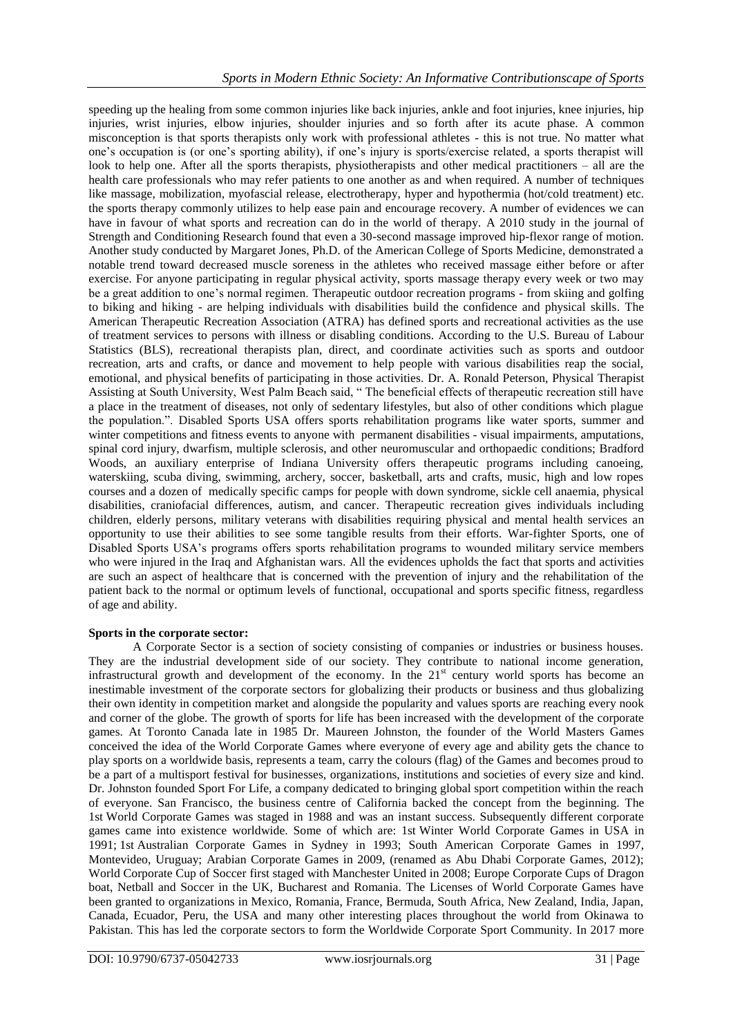speeding up the healing from some common injuries like back injuries, ankle and foot injuries, knee injuries, hip injuries, wrist injuries, elbow injuries, shoulder injuries and so forth after its acute phase. A common misconception is that sports therapists only work with professional athletes - this is not true. No matter what one's occupation is (or one's sporting ability), if one's injury is sports/exercise related, a sports therapist will look to help one. After all the sports therapists, physiotherapists and other medical practitioners – all are the health care professionals who may refer patients to one another as and when required. A number of techniques like massage, mobilization, myofascial release, electrotherapy, hyper and hypothermia (hot/cold treatment) etc. the sports therapy commonly utilizes to help ease pain and encourage recovery. A number of evidences we can have in favour of what sports and recreation can do in the world of therapy. A 2010 study in the journal of Strength and Conditioning Research found that even a 30-second massage improved hip-flexor range of motion. Another study conducted by Margaret Jones, Ph.D. of the American College of Sports Medicine, demonstrated a notable trend toward decreased muscle soreness in the athletes who received massage either before or after exercise. For anyone participating in regular physical activity, sports massage therapy every week or two may be a great addition to one's normal regimen. Therapeutic outdoor recreation programs - from skiing and golfing to biking and hiking - are helping individuals with disabilities build the confidence and physical skills. The American Therapeutic Recreation Association (ATRA) has defined sports and recreational activities as the use of treatment services to persons with illness or disabling conditions. According to the U.S. Bureau of Labour Statistics (BLS), recreational therapists plan, direct, and coordinate activities such as sports and outdoor recreation, arts and crafts, or dance and movement to help people with various disabilities reap the social, emotional, and physical benefits of participating in those activities. Dr. A. Ronald Peterson, Physical Therapist Assisting at South University, West Palm Beach said, " The beneficial effects of therapeutic recreation still have a place in the treatment of diseases, not only of sedentary lifestyles, but also of other conditions which plague the population.". Disabled Sports USA offers sports rehabilitation programs like water sports, summer and winter competitions and fitness events to anyone with permanent disabilities - visual impairments, amputations, spinal cord injury, dwarfism, multiple sclerosis, and other neuromuscular and orthopaedic conditions; Bradford Woods, an auxiliary enterprise of Indiana University offers therapeutic programs including canoeing, waterskiing, scuba diving, swimming, archery, soccer, basketball, arts and crafts, music, high and low ropes courses and a dozen of medically specific camps for people with down syndrome, sickle cell anaemia, physical disabilities, craniofacial differences, autism, and cancer. Therapeutic recreation gives individuals including children, elderly persons, military veterans with disabilities requiring physical and mental health services an opportunity to use their abilities to see some tangible results from their efforts. War-fighter Sports, one of Disabled Sports USA's programs offers sports rehabilitation programs to wounded military service members who were injured in the Iraq and Afghanistan wars. All the evidences upholds the fact that sports and activities are such an aspect of healthcare that is concerned with the prevention of injury and the rehabilitation of the patient back to the normal or optimum levels of functional, occupational and sports specific fitness, regardless of age and ability.

**Sports in the corporate sector:**

A Corporate Sector is a section of society consisting of companies or industries or business houses. They are the industrial development side of our society. They contribute to national income generation, infrastructural growth and development of the economy. In the 21st century world sports has become an inestimable investment of the corporate sectors for globalizing their products or business and thus globalizing their own identity in competition market and alongside the popularity and values sports are reaching every nook and corner of the globe. The growth of sports for life has been increased with the development of the corporate games. At Toronto Canada late in 1985 Dr. Maureen Johnston, the founder of the World Masters Games conceived the idea of the World Corporate Games where everyone of every age and ability gets the chance to play sports on a worldwide basis, represents a team, carry the colours (flag) of the Games and becomes proud to be a part of a multisport festival for businesses, organizations, institutions and societies of every size and kind. Dr. Johnston founded Sport For Life, a company dedicated to bringing global sport competition within the reach of everyone. San Francisco, the business centre of California backed the concept from the beginning. The 1st World Corporate Games was staged in 1988 and was an instant success. Subsequently different corporate games came into existence worldwide. Some of which are: 1st Winter World Corporate Games in USA in 1991; 1st Australian Corporate Games in Sydney in 1993; South American Corporate Games in 1997, Montevideo, Uruguay; Arabian Corporate Games in 2009, (renamed as Abu Dhabi Corporate Games, 2012); World Corporate Cup of Soccer first staged with Manchester United in 2008; Europe Corporate Cups of Dragon boat, Netball and Soccer in the UK, Bucharest and Romania. The Licenses of World Corporate Games have been granted to organizations in Mexico, Romania, France, Bermuda, South Africa, New Zealand, India, Japan, Canada, Ecuador, Peru, the USA and many other interesting places throughout the world from Okinawa to Pakistan. This has led the corporate sectors to form the Worldwide Corporate Sport Community. In 2017 more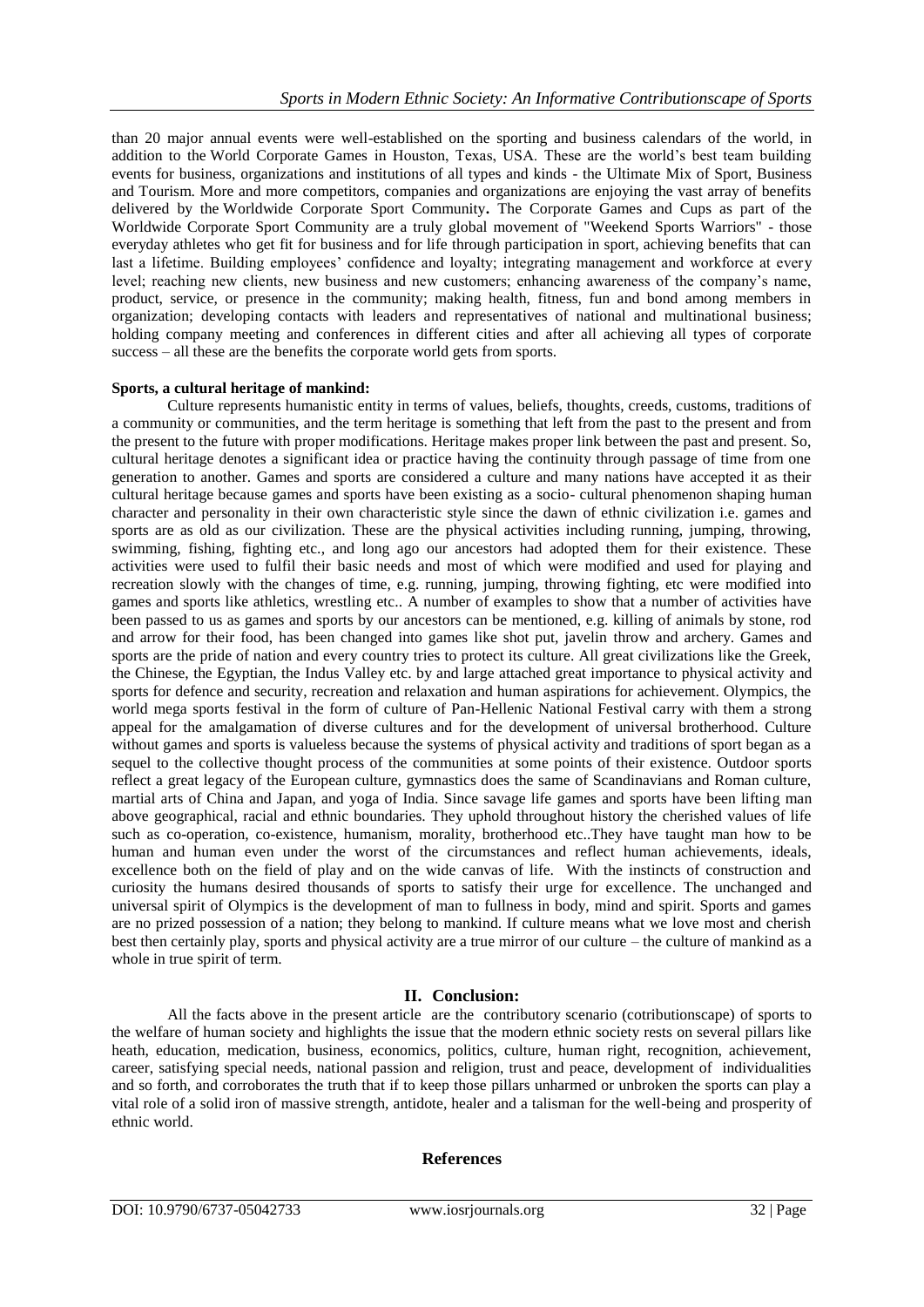than 20 major annual events were well-established on the sporting and business calendars of the world, in addition to the World Corporate Games in Houston, Texas, USA. These are the world's best team building events for business, organizations and institutions of all types and kinds - the Ultimate Mix of Sport, Business and Tourism. More and more competitors, companies and organizations are enjoying the vast array of benefits delivered by the Worldwide Corporate Sport Community**.** The Corporate Games and Cups as part of the Worldwide Corporate Sport Community are a truly global movement of "Weekend Sports Warriors" - those everyday athletes who get fit for business and for life through participation in sport, achieving benefits that can last a lifetime. Building employees' confidence and loyalty; integrating management and workforce at every level; reaching new clients, new business and new customers; enhancing awareness of the company's name, product, service, or presence in the community; making health, fitness, fun and bond among members in organization; developing contacts with leaders and representatives of national and multinational business; holding company meeting and conferences in different cities and after all achieving all types of corporate success – all these are the benefits the corporate world gets from sports.

**Sports, a cultural heritage of mankind:**

Culture represents humanistic entity in terms of values, beliefs, thoughts, creeds, customs, traditions of a community or communities, and the term heritage is something that left from the past to the present and from the present to the future with proper modifications. Heritage makes proper link between the past and present. So, cultural heritage denotes a significant idea or practice having the continuity through passage of time from one generation to another. Games and sports are considered a culture and many nations have accepted it as their cultural heritage because games and sports have been existing as a socio- cultural phenomenon shaping human character and personality in their own characteristic style since the dawn of ethnic civilization i.e. games and sports are as old as our civilization. These are the physical activities including running, jumping, throwing, swimming, fishing, fighting etc., and long ago our ancestors had adopted them for their existence. These activities were used to fulfil their basic needs and most of which were modified and used for playing and recreation slowly with the changes of time, e.g. running, jumping, throwing fighting, etc were modified into games and sports like athletics, wrestling etc.. A number of examples to show that a number of activities have been passed to us as games and sports by our ancestors can be mentioned, e.g. killing of animals by stone, rod and arrow for their food, has been changed into games like shot put, javelin throw and archery. Games and sports are the pride of nation and every country tries to protect its culture. All great civilizations like the Greek, the Chinese, the Egyptian, the Indus Valley etc. by and large attached great importance to physical activity and sports for defence and security, recreation and relaxation and human aspirations for achievement. Olympics, the world mega sports festival in the form of culture of Pan-Hellenic National Festival carry with them a strong appeal for the amalgamation of diverse cultures and for the development of universal brotherhood. Culture without games and sports is valueless because the systems of physical activity and traditions of sport began as a sequel to the collective thought process of the communities at some points of their existence. Outdoor sports reflect a great legacy of the European culture, gymnastics does the same of Scandinavians and Roman culture, martial arts of China and Japan, and yoga of India. Since savage life games and sports have been lifting man above geographical, racial and ethnic boundaries. They uphold throughout history the cherished values of life such as co-operation, co-existence, humanism, morality, brotherhood etc..They have taught man how to be human and human even under the worst of the circumstances and reflect human achievements, ideals, excellence both on the field of play and on the wide canvas of life. With the instincts of construction and curiosity the humans desired thousands of sports to satisfy their urge for excellence. The unchanged and universal spirit of Olympics is the development of man to fullness in body, mind and spirit. Sports and games are no prized possession of a nation; they belong to mankind. If culture means what we love most and cherish best then certainly play, sports and physical activity are a true mirror of our culture – the culture of mankind as a whole in true spirit of term.

## II. Conclusion:

All the facts above in the present article are the contributory scenario (cotributionscape) of sports to the welfare of human society and highlights the issue that the modern ethnic society rests on several pillars like heath, education, medication, business, economics, politics, culture, human right, recognition, achievement, career, satisfying special needs, national passion and religion, trust and peace, development of individualities and so forth, and corroborates the truth that if to keep those pillars unharmed or unbroken the sports can play a vital role of a solid iron of massive strength, antidote, healer and a talisman for the well-being and prosperity of ethnic world.

## References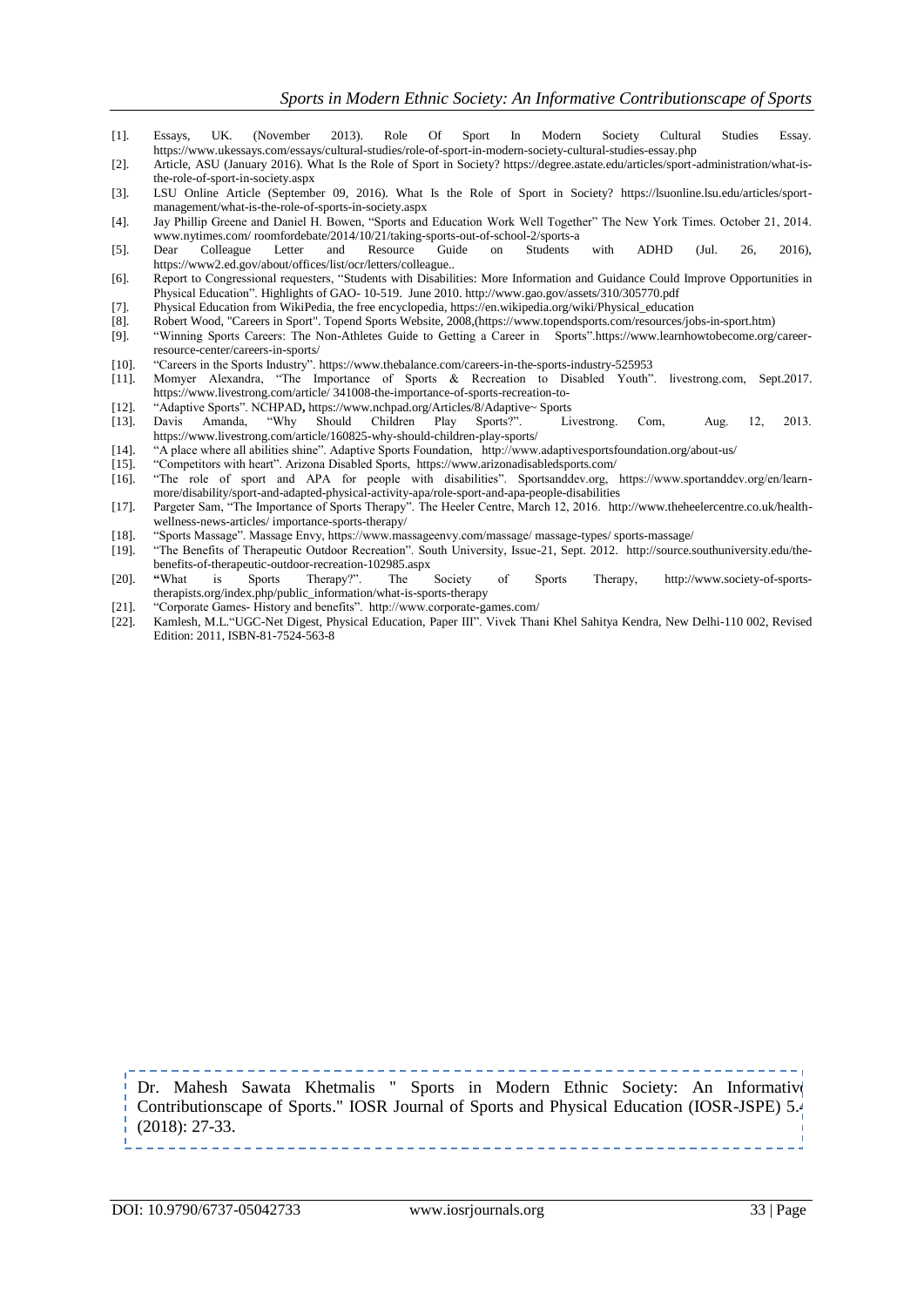[1]. Essays, UK. (November 2013). Role Of Sport In Modern Society Cultural Studies Essay. https://www.ukessays.com/essays/cultural-studies/role-of-sport-in-modern-society-cultural-studies-essay.php

[2]. Article, ASU (January 2016). What Is the Role of Sport in Society? https://degree.astate.edu/articles/sport-administration/what-is-the-role-of-sport-in-society.aspx

[3]. LSU Online Article (September 09, 2016). What Is the Role of Sport in Society? https://lsuonline.lsu.edu/articles/sport-management/what-is-the-role-of-sports-in-society.aspx

[4]. Jay Phillip Greene and Daniel H. Bowen, "Sports and Education Work Well Together" The New York Times. October 21, 2014. www.nytimes.com/ roomfordebate/2014/10/21/taking-sports-out-of-school-2/sports-a

[5]. Dear Colleague Letter and Resource Guide on Students with ADHD (Jul. 26, 2016), https://www2.ed.gov/about/offices/list/ocr/letters/colleague..

[6]. Report to Congressional requesters, "Students with Disabilities: More Information and Guidance Could Improve Opportunities in Physical Education". Highlights of GAO- 10-519. June 2010. http://www.gao.gov/assets/310/305770.pdf

[7]. Physical Education from WikiPedia, the free encyclopedia, https://en.wikipedia.org/wiki/Physical_education

[8]. Robert Wood, "Careers in Sport". Topend Sports Website, 2008,(https://www.topendsports.com/resources/jobs-in-sport.htm)

[9]. "Winning Sports Careers: The Non-Athletes Guide to Getting a Career in Sports".https://www.learnhowtobecome.org/career-resource-center/careers-in-sports/

[10]. "Careers in the Sports Industry". https://www.thebalance.com/careers-in-the-sports-industry-525953

[11]. Momyer Alexandra, "The Importance of Sports & Recreation to Disabled Youth". livestrong.com, Sept.2017. https://www.livestrong.com/article/ 341008-the-importance-of-sports-recreation-to-

[12]. "Adaptive Sports". NCHPAD**,** https://www.nchpad.org/Articles/8/Adaptive~ Sports

[13]. Davis Amanda, "Why Should Children Play Sports?". Livestrong. Com, Aug. 12, 2013. https://www.livestrong.com/article/160825-why-should-children-play-sports/

[14]. "A place where all abilities shine". Adaptive Sports Foundation, http://www.adaptivesportsfoundation.org/about-us/

[15]. "Competitors with heart". Arizona Disabled Sports, https://www.arizonadisabledsports.com/

[16]. "The role of sport and APA for people with disabilities". Sportsanddev.org, https://www.sportanddev.org/en/learn-more/disability/sport-and-adapted-physical-activity-apa/role-sport-and-apa-people-disabilities

[17]. Pargeter Sam, "The Importance of Sports Therapy". The Heeler Centre, March 12, 2016. http://www.theheelercentre.co.uk/health-wellness-news-articles/ importance-sports-therapy/

[18]. "Sports Massage". Massage Envy, https://www.massageenvy.com/massage/ massage-types/ sports-massage/

[19]. "The Benefits of Therapeutic Outdoor Recreation". South University, Issue-21, Sept. 2012. http://source.southuniversity.edu/the-benefits-of-therapeutic-outdoor-recreation-102985.aspx

[20]. **"**What is Sports Therapy?". The Society of Sports Therapy, http://www.society-of-sports-therapists.org/index.php/public_information/what-is-sports-therapy

[21]. "Corporate Games- History and benefits". http://www.corporate-games.com/

[22]. Kamlesh, M.L."UGC-Net Digest, Physical Education, Paper III". Vivek Thani Khel Sahitya Kendra, New Delhi-110 002, Revised Edition: 2011, ISBN-81-7524-563-8

Dr. Mahesh Sawata Khetmalis " Sports in Modern Ethnic Society: An Informative Contributionscape of Sports." IOSR Journal of Sports and Physical Education (IOSR-JSPE) 5.4 (2018): 27-33.